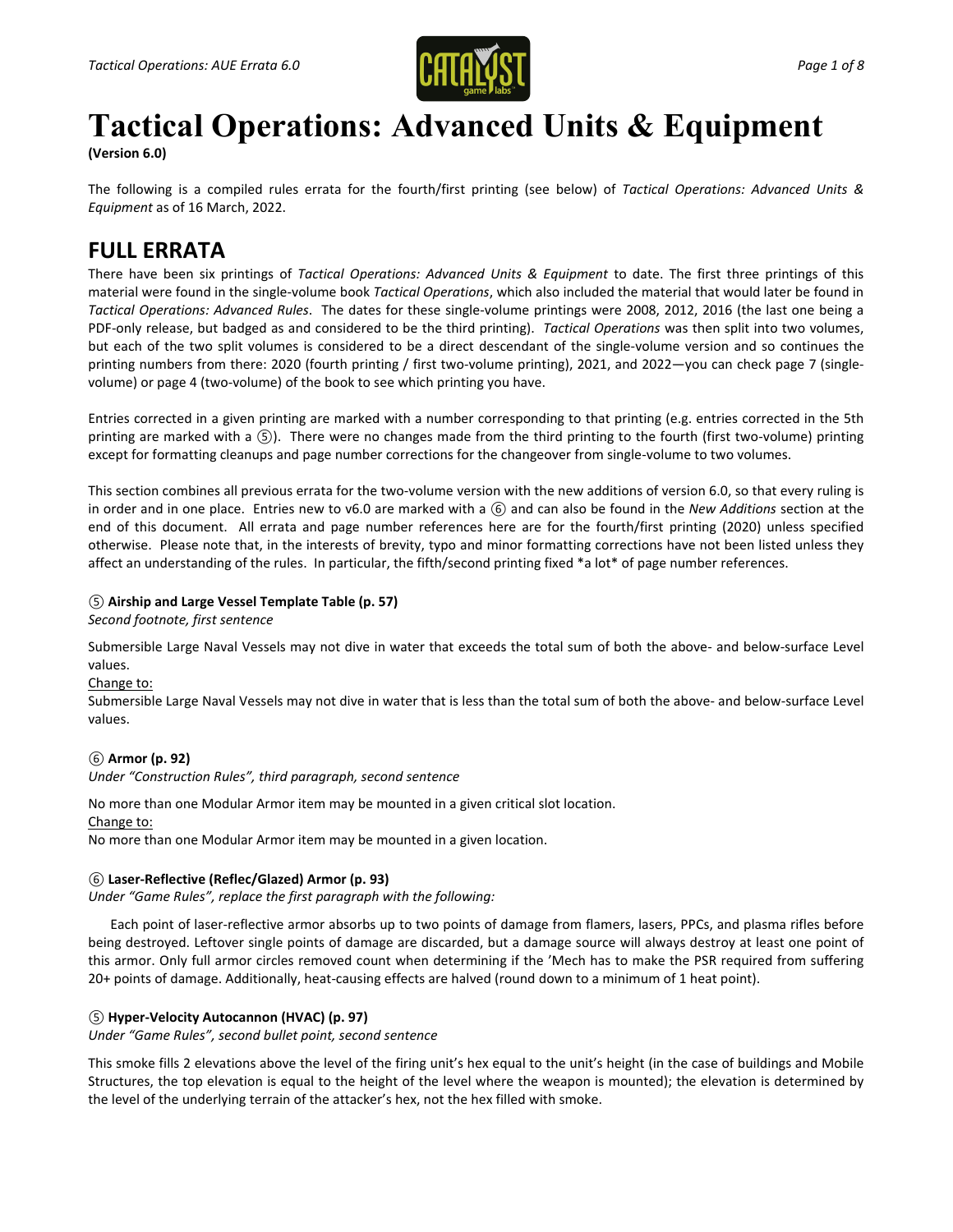# Tactical Operations: Advanced Units & Equipment

**(Version 6.0)**

The following is a compiled rules errata for the fourth/first printing (see below) of *Tactical Operations: Advanced Units & Equipment* as of 16 March, 2022.

## FULL ERRATA

There have been six printings of *Tactical Operations: Advanced Units & Equipment* to date. The first three printings of this material were found in the single-volume book *Tactical Operations*, which also included the material that would later be found in *Tactical Operations: Advanced Rules*. The dates for these single-volume printings were 2008, 2012, 2016 (the last one being a PDF-only release, but badged as and considered to be the third printing). *Tactical Operations* was then split into two volumes, but each of the two split volumes is considered to be a direct descendant of the single-volume version and so continues the printing numbers from there: 2020 (fourth printing / first two-volume printing), 2021, and 2022—you can check page 7 (single-volume) or page 4 (two-volume) of the book to see which printing you have.

Entries corrected in a given printing are marked with a number corresponding to that printing (e.g. entries corrected in the 5th printing are marked with a ⑤). There were no changes made from the third printing to the fourth (first two-volume) printing except for formatting cleanups and page number corrections for the changeover from single-volume to two volumes.

This section combines all previous errata for the two-volume version with the new additions of version 6.0, so that every ruling is in order and in one place. Entries new to v6.0 are marked with a ⑥ and can also be found in the *New Additions* section at the end of this document. All errata and page number references here are for the fourth/first printing (2020) unless specified otherwise. Please note that, in the interests of brevity, typo and minor formatting corrections have not been listed unless they affect an understanding of the rules. In particular, the fifth/second printing fixed *a lot* of page number references.

**⑤ Airship and Large Vessel Template Table (p. 57)**

*Second footnote, first sentence*

Submersible Large Naval Vessels may not dive in water that exceeds the total sum of both the above- and below-surface Level values.

Change to:

Submersible Large Naval Vessels may not dive in water that is less than the total sum of both the above- and below-surface Level values.

**⑥ Armor (p. 92)**

*Under "Construction Rules", third paragraph, second sentence*

No more than one Modular Armor item may be mounted in a given critical slot location.

Change to:

No more than one Modular Armor item may be mounted in a given location.

**⑥ Laser-Reflective (Reflec/Glazed) Armor (p. 93)**

*Under "Game Rules", replace the first paragraph with the following:*

Each point of laser-reflective armor absorbs up to two points of damage from flamers, lasers, PPCs, and plasma rifles before being destroyed. Leftover single points of damage are discarded, but a damage source will always destroy at least one point of this armor. Only full armor circles removed count when determining if the 'Mech has to make the PSR required from suffering 20+ points of damage. Additionally, heat-causing effects are halved (round down to a minimum of 1 heat point).

**⑤ Hyper-Velocity Autocannon (HVAC) (p. 97)**

*Under "Game Rules", second bullet point, second sentence*

This smoke fills 2 elevations above the level of the firing unit's hex equal to the unit's height (in the case of buildings and Mobile Structures, the top elevation is equal to the height of the level where the weapon is mounted); the elevation is determined by the level of the underlying terrain of the attacker's hex, not the hex filled with smoke.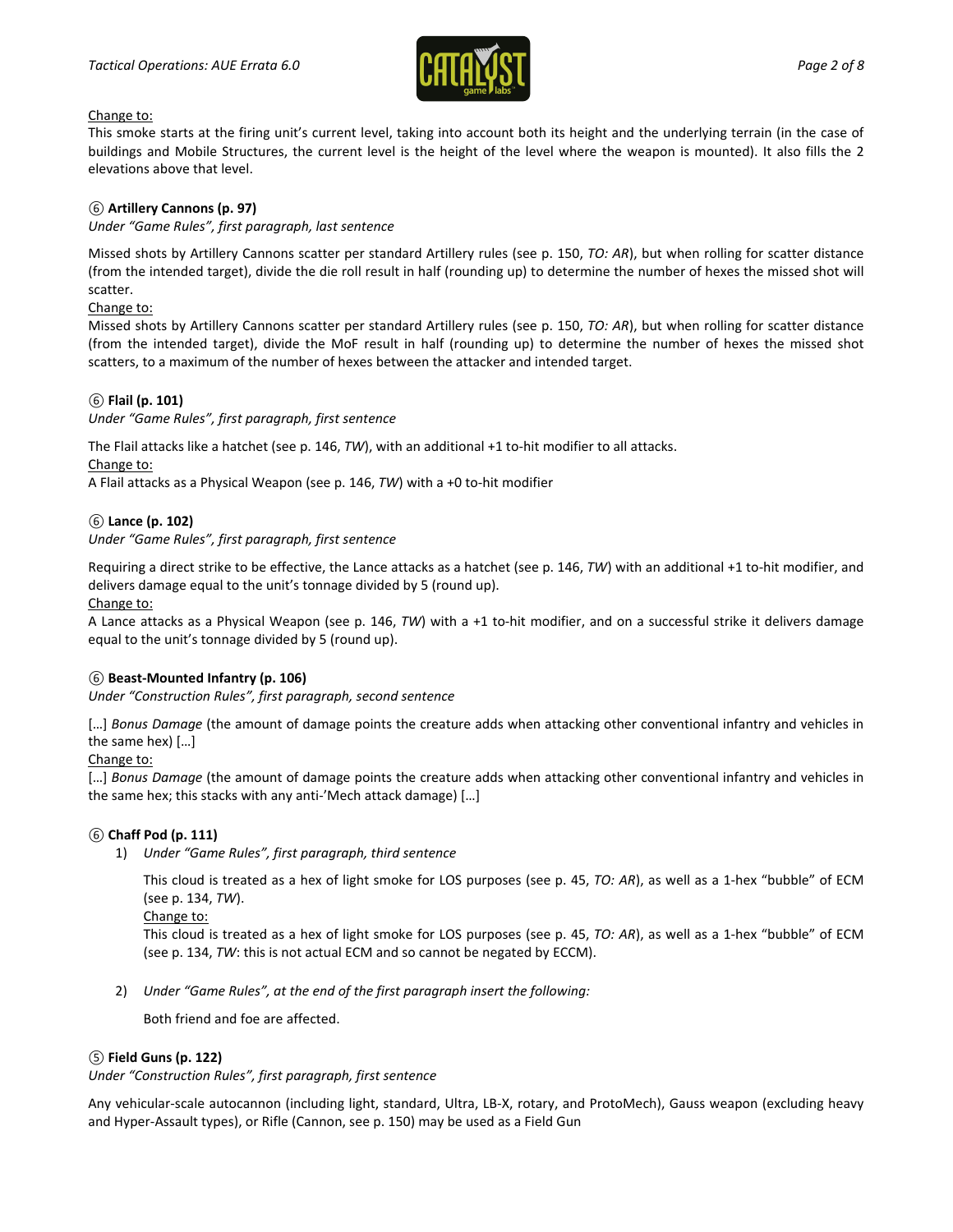Change to:

This smoke starts at the firing unit's current level, taking into account both its height and the underlying terrain (in the case of buildings and Mobile Structures, the current level is the height of the level where the weapon is mounted). It also fills the 2 elevations above that level.

### ⑥ Artillery Cannons (p. 97)

*Under "Game Rules", first paragraph, last sentence*

Missed shots by Artillery Cannons scatter per standard Artillery rules (see p. 150, *TO: AR*), but when rolling for scatter distance (from the intended target), divide the die roll result in half (rounding up) to determine the number of hexes the missed shot will scatter.

Change to:

Missed shots by Artillery Cannons scatter per standard Artillery rules (see p. 150, *TO: AR*), but when rolling for scatter distance (from the intended target), divide the MoF result in half (rounding up) to determine the number of hexes the missed shot scatters, to a maximum of the number of hexes between the attacker and intended target.

### ⑥ Flail (p. 101)

*Under "Game Rules", first paragraph, first sentence*

The Flail attacks like a hatchet (see p. 146, *TW*), with an additional +1 to-hit modifier to all attacks.

Change to:

A Flail attacks as a Physical Weapon (see p. 146, *TW*) with a +0 to-hit modifier

### ⑥ Lance (p. 102)

*Under "Game Rules", first paragraph, first sentence*

Requiring a direct strike to be effective, the Lance attacks as a hatchet (see p. 146, *TW*) with an additional +1 to-hit modifier, and delivers damage equal to the unit's tonnage divided by 5 (round up).

Change to:

A Lance attacks as a Physical Weapon (see p. 146, *TW*) with a +1 to-hit modifier, and on a successful strike it delivers damage equal to the unit's tonnage divided by 5 (round up).

### ⑥ Beast-Mounted Infantry (p. 106)

*Under "Construction Rules", first paragraph, second sentence*

[…] *Bonus Damage* (the amount of damage points the creature adds when attacking other conventional infantry and vehicles in the same hex) […]

Change to:

[…] *Bonus Damage* (the amount of damage points the creature adds when attacking other conventional infantry and vehicles in the same hex; this stacks with any anti-'Mech attack damage) […]

### ⑥ Chaff Pod (p. 111)

1) *Under "Game Rules", first paragraph, third sentence*

   This cloud is treated as a hex of light smoke for LOS purposes (see p. 45, *TO: AR*), as well as a 1-hex "bubble" of ECM (see p. 134, *TW*).

   Change to:

   This cloud is treated as a hex of light smoke for LOS purposes (see p. 45, *TO: AR*), as well as a 1-hex "bubble" of ECM (see p. 134, *TW*: this is not actual ECM and so cannot be negated by ECCM).

2) *Under "Game Rules", at the end of the first paragraph insert the following:*

   Both friend and foe are affected.

### ⑤ Field Guns (p. 122)

*Under "Construction Rules", first paragraph, first sentence*

Any vehicular-scale autocannon (including light, standard, Ultra, LB-X, rotary, and ProtoMech), Gauss weapon (excluding heavy and Hyper-Assault types), or Rifle (Cannon, see p. 150) may be used as a Field Gun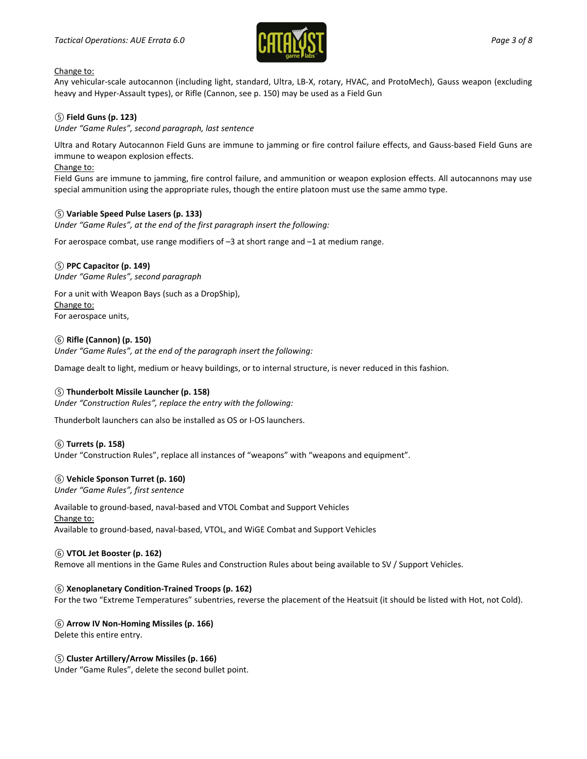Change to:

Any vehicular-scale autocannon (including light, standard, Ultra, LB-X, rotary, HVAC, and ProtoMech), Gauss weapon (excluding heavy and Hyper-Assault types), or Rifle (Cannon, see p. 150) may be used as a Field Gun

⑤ **Field Guns (p. 123)**

*Under "Game Rules", second paragraph, last sentence*

Ultra and Rotary Autocannon Field Guns are immune to jamming or fire control failure effects, and Gauss-based Field Guns are immune to weapon explosion effects.

Change to:

Field Guns are immune to jamming, fire control failure, and ammunition or weapon explosion effects. All autocannons may use special ammunition using the appropriate rules, though the entire platoon must use the same ammo type.

⑤ **Variable Speed Pulse Lasers (p. 133)**

*Under "Game Rules", at the end of the first paragraph insert the following:*

For aerospace combat, use range modifiers of –3 at short range and –1 at medium range.

⑤ **PPC Capacitor (p. 149)**

*Under "Game Rules", second paragraph*

For a unit with Weapon Bays (such as a DropShip),

Change to:

For aerospace units,

⑥ **Rifle (Cannon) (p. 150)**

*Under "Game Rules", at the end of the paragraph insert the following:*

Damage dealt to light, medium or heavy buildings, or to internal structure, is never reduced in this fashion.

⑤ **Thunderbolt Missile Launcher (p. 158)**

*Under "Construction Rules", replace the entry with the following:*

Thunderbolt launchers can also be installed as OS or I-OS launchers.

⑥ **Turrets (p. 158)**

Under "Construction Rules", replace all instances of "weapons" with "weapons and equipment".

⑥ **Vehicle Sponson Turret (p. 160)**

*Under "Game Rules", first sentence*

Available to ground-based, naval-based and VTOL Combat and Support Vehicles

Change to:

Available to ground-based, naval-based, VTOL, and WiGE Combat and Support Vehicles

⑥ **VTOL Jet Booster (p. 162)**

Remove all mentions in the Game Rules and Construction Rules about being available to SV / Support Vehicles.

⑥ **Xenoplanetary Condition-Trained Troops (p. 162)**

For the two "Extreme Temperatures" subentries, reverse the placement of the Heatsuit (it should be listed with Hot, not Cold).

⑥ **Arrow IV Non-Homing Missiles (p. 166)**

Delete this entire entry.

⑤ **Cluster Artillery/Arrow Missiles (p. 166)**

Under "Game Rules", delete the second bullet point.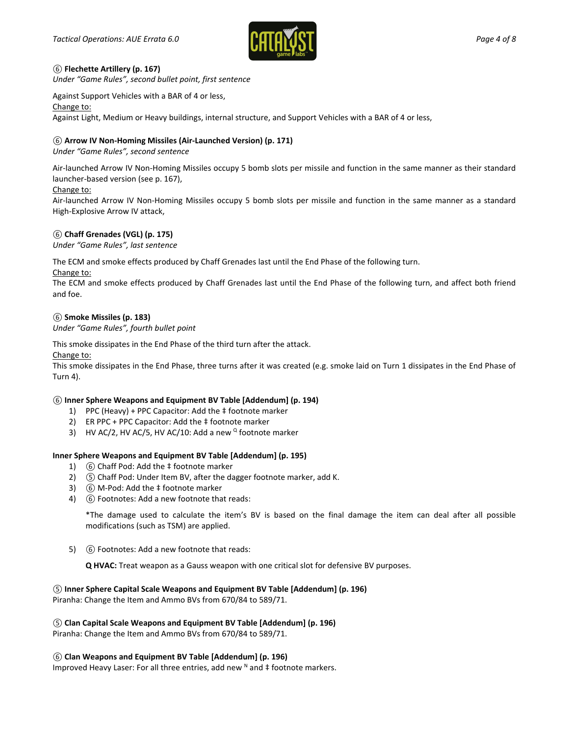### ⑥ Flechette Artillery (p. 167)

*Under "Game Rules", second bullet point, first sentence*

Against Support Vehicles with a BAR of 4 or less,

Change to:

Against Light, Medium or Heavy buildings, internal structure, and Support Vehicles with a BAR of 4 or less,

### ⑥ Arrow IV Non-Homing Missiles (Air-Launched Version) (p. 171)

*Under "Game Rules", second sentence*

Air-launched Arrow IV Non-Homing Missiles occupy 5 bomb slots per missile and function in the same manner as their standard launcher-based version (see p. 167),

Change to:

Air-launched Arrow IV Non-Homing Missiles occupy 5 bomb slots per missile and function in the same manner as a standard High-Explosive Arrow IV attack,

### ⑥ Chaff Grenades (VGL) (p. 175)

*Under "Game Rules", last sentence*

The ECM and smoke effects produced by Chaff Grenades last until the End Phase of the following turn.

Change to:

The ECM and smoke effects produced by Chaff Grenades last until the End Phase of the following turn, and affect both friend and foe.

### ⑥ Smoke Missiles (p. 183)

*Under "Game Rules", fourth bullet point*

This smoke dissipates in the End Phase of the third turn after the attack.

Change to:

This smoke dissipates in the End Phase, three turns after it was created (e.g. smoke laid on Turn 1 dissipates in the End Phase of Turn 4).

### ⑥ Inner Sphere Weapons and Equipment BV Table [Addendum] (p. 194)

1) PPC (Heavy) + PPC Capacitor: Add the ‡ footnote marker
2) ER PPC + PPC Capacitor: Add the ‡ footnote marker
3) HV AC/2, HV AC/5, HV AC/10: Add a new [Q] footnote marker

### Inner Sphere Weapons and Equipment BV Table [Addendum] (p. 195)

1) ⑥ Chaff Pod: Add the ‡ footnote marker
2) ⑤ Chaff Pod: Under Item BV, after the dagger footnote marker, add K.
3) ⑥ M-Pod: Add the ‡ footnote marker
4) ⑥ Footnotes: Add a new footnote that reads:

   *The damage used to calculate the item's BV is based on the final damage the item can deal after all possible modifications (such as TSM) are applied.

5) ⑥ Footnotes: Add a new footnote that reads:

   **Q HVAC:** Treat weapon as a Gauss weapon with one critical slot for defensive BV purposes.

### ⑤ Inner Sphere Capital Scale Weapons and Equipment BV Table [Addendum] (p. 196)

Piranha: Change the Item and Ammo BVs from 670/84 to 589/71.

### ⑤ Clan Capital Scale Weapons and Equipment BV Table [Addendum] (p. 196)

Piranha: Change the Item and Ammo BVs from 670/84 to 589/71.

### ⑥ Clan Weapons and Equipment BV Table [Addendum] (p. 196)

Improved Heavy Laser: For all three entries, add new [N] and ‡ footnote markers.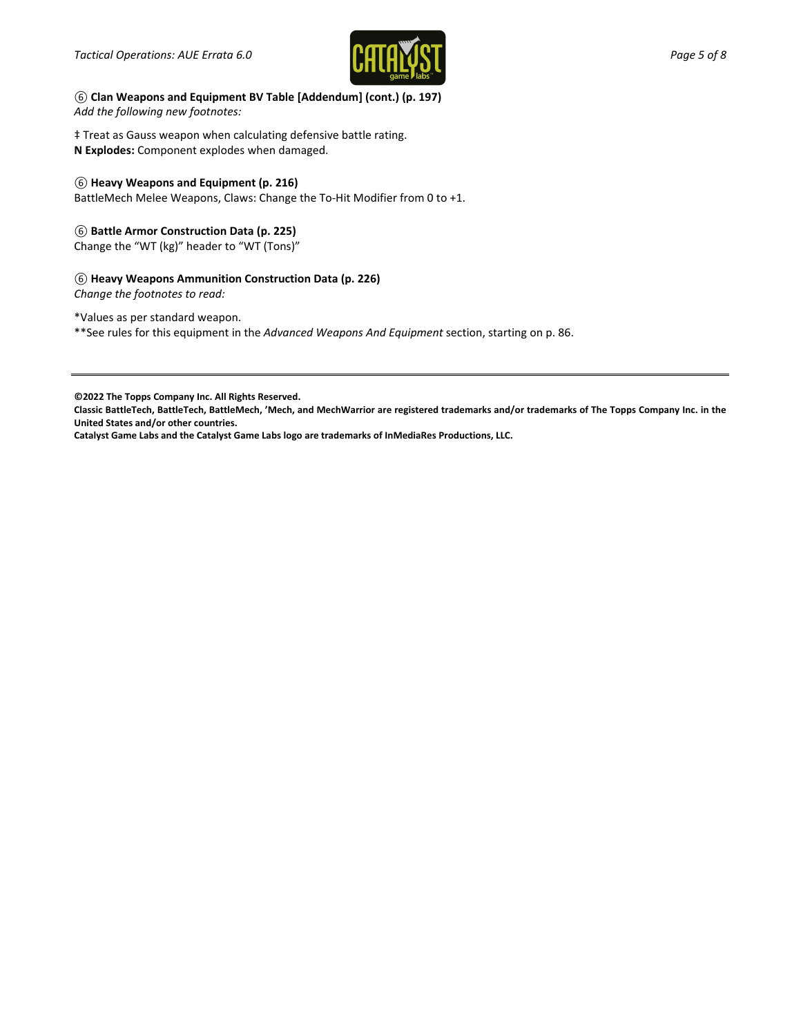⑥ **Clan Weapons and Equipment BV Table [Addendum] (cont.) (p. 197)**

*Add the following new footnotes:*

‡ Treat as Gauss weapon when calculating defensive battle rating.

**N Explodes:** Component explodes when damaged.

⑥ **Heavy Weapons and Equipment (p. 216)**

BattleMech Melee Weapons, Claws: Change the To-Hit Modifier from 0 to +1.

⑥ **Battle Armor Construction Data (p. 225)**

Change the "WT (kg)" header to "WT (Tons)"

⑥ **Heavy Weapons Ammunition Construction Data (p. 226)**

*Change the footnotes to read:*

*Values as per standard weapon.

**See rules for this equipment in the *Advanced Weapons And Equipment* section, starting on p. 86.

---

**©2022 The Topps Company Inc. All Rights Reserved.**

**Classic BattleTech, BattleTech, BattleMech, 'Mech, and MechWarrior are registered trademarks and/or trademarks of The Topps Company Inc. in the United States and/or other countries.**

**Catalyst Game Labs and the Catalyst Game Labs logo are trademarks of InMediaRes Productions, LLC.**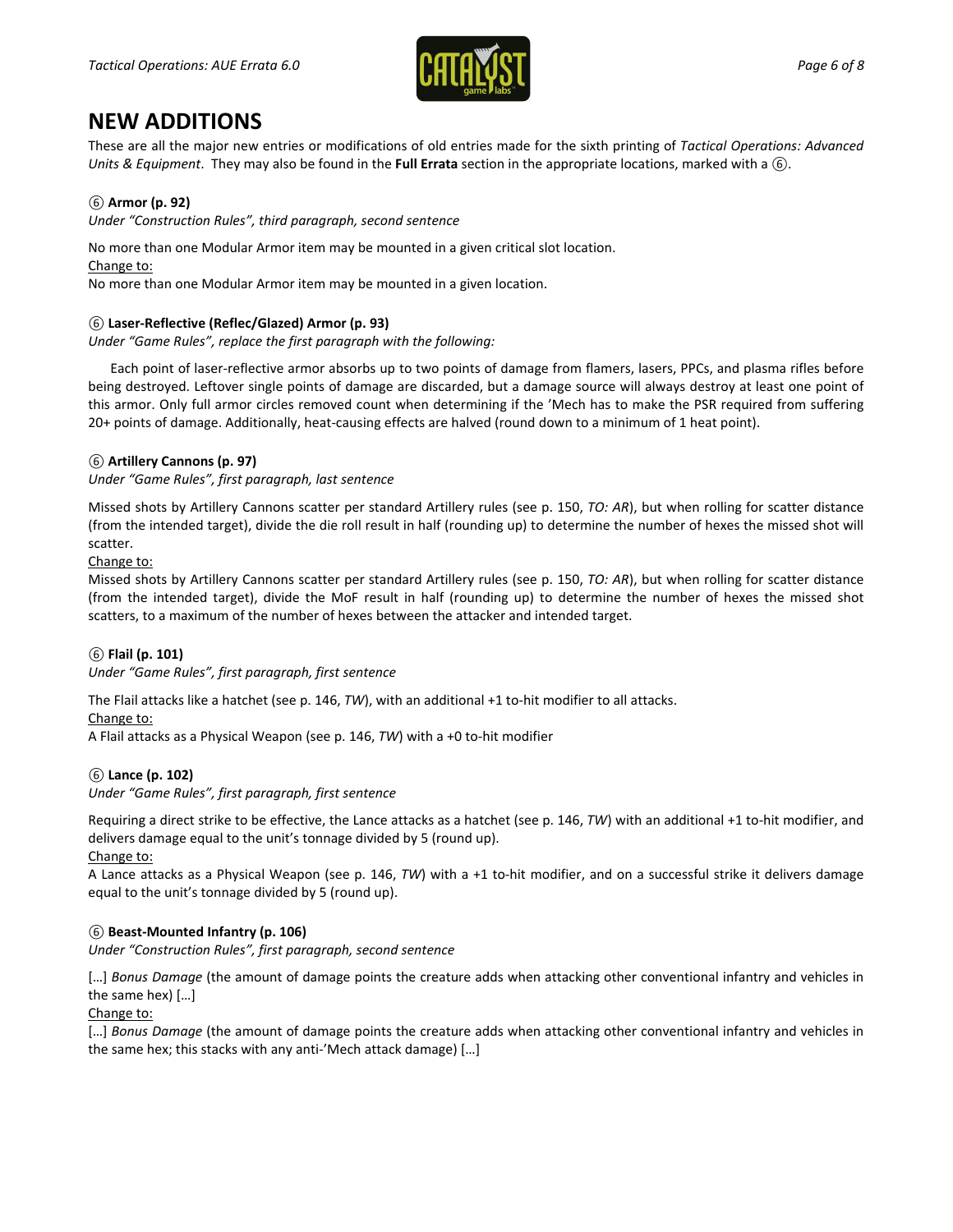# NEW ADDITIONS

These are all the major new entries or modifications of old entries made for the sixth printing of *Tactical Operations: Advanced Units & Equipment*. They may also be found in the **Full Errata** section in the appropriate locations, marked with a ⑥.

⑥ **Armor (p. 92)**

*Under "Construction Rules", third paragraph, second sentence*

No more than one Modular Armor item may be mounted in a given critical slot location.

Change to:

No more than one Modular Armor item may be mounted in a given location.

⑥ **Laser-Reflective (Reflec/Glazed) Armor (p. 93)**

*Under "Game Rules", replace the first paragraph with the following:*

Each point of laser-reflective armor absorbs up to two points of damage from flamers, lasers, PPCs, and plasma rifles before being destroyed. Leftover single points of damage are discarded, but a damage source will always destroy at least one point of this armor. Only full armor circles removed count when determining if the 'Mech has to make the PSR required from suffering 20+ points of damage. Additionally, heat-causing effects are halved (round down to a minimum of 1 heat point).

⑥ **Artillery Cannons (p. 97)**

*Under "Game Rules", first paragraph, last sentence*

Missed shots by Artillery Cannons scatter per standard Artillery rules (see p. 150, *TO: AR*), but when rolling for scatter distance (from the intended target), divide the die roll result in half (rounding up) to determine the number of hexes the missed shot will scatter.

Change to:

Missed shots by Artillery Cannons scatter per standard Artillery rules (see p. 150, *TO: AR*), but when rolling for scatter distance (from the intended target), divide the MoF result in half (rounding up) to determine the number of hexes the missed shot scatters, to a maximum of the number of hexes between the attacker and intended target.

⑥ **Flail (p. 101)**

*Under "Game Rules", first paragraph, first sentence*

The Flail attacks like a hatchet (see p. 146, *TW*), with an additional +1 to-hit modifier to all attacks.

Change to:

A Flail attacks as a Physical Weapon (see p. 146, *TW*) with a +0 to-hit modifier

⑥ **Lance (p. 102)**

*Under "Game Rules", first paragraph, first sentence*

Requiring a direct strike to be effective, the Lance attacks as a hatchet (see p. 146, *TW*) with an additional +1 to-hit modifier, and delivers damage equal to the unit's tonnage divided by 5 (round up).

Change to:

A Lance attacks as a Physical Weapon (see p. 146, *TW*) with a +1 to-hit modifier, and on a successful strike it delivers damage equal to the unit's tonnage divided by 5 (round up).

⑥ **Beast-Mounted Infantry (p. 106)**

*Under "Construction Rules", first paragraph, second sentence*

[…] *Bonus Damage* (the amount of damage points the creature adds when attacking other conventional infantry and vehicles in the same hex) […]

Change to:

[…] *Bonus Damage* (the amount of damage points the creature adds when attacking other conventional infantry and vehicles in the same hex; this stacks with any anti-'Mech attack damage) […]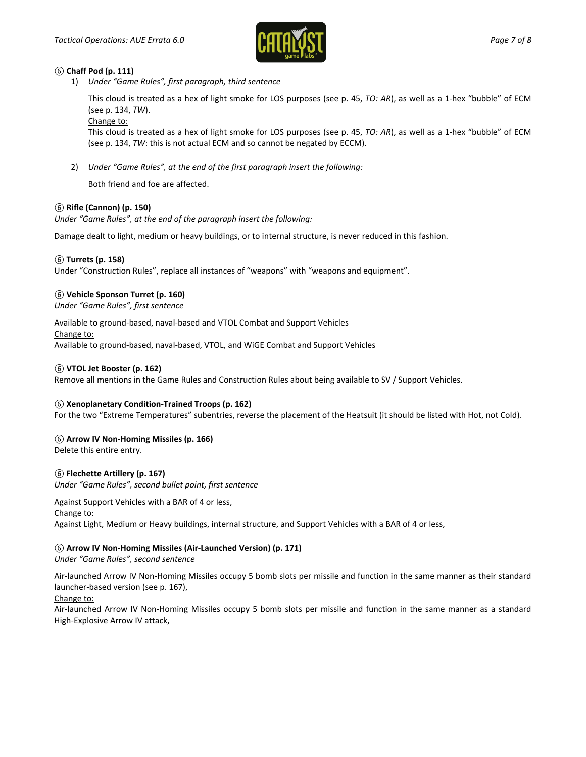⑥ **Chaff Pod (p. 111)**

1) *Under "Game Rules", first paragraph, third sentence*

   This cloud is treated as a hex of light smoke for LOS purposes (see p. 45, *TO: AR*), as well as a 1-hex "bubble" of ECM (see p. 134, *TW*).

   Change to:

   This cloud is treated as a hex of light smoke for LOS purposes (see p. 45, *TO: AR*), as well as a 1-hex "bubble" of ECM (see p. 134, *TW*: this is not actual ECM and so cannot be negated by ECCM).

2) *Under "Game Rules", at the end of the first paragraph insert the following:*

   Both friend and foe are affected.

⑥ **Rifle (Cannon) (p. 150)**

*Under "Game Rules", at the end of the paragraph insert the following:*

Damage dealt to light, medium or heavy buildings, or to internal structure, is never reduced in this fashion.

⑥ **Turrets (p. 158)**

Under "Construction Rules", replace all instances of "weapons" with "weapons and equipment".

⑥ **Vehicle Sponson Turret (p. 160)**

*Under "Game Rules", first sentence*

Available to ground-based, naval-based and VTOL Combat and Support Vehicles

Change to:

Available to ground-based, naval-based, VTOL, and WiGE Combat and Support Vehicles

⑥ **VTOL Jet Booster (p. 162)**

Remove all mentions in the Game Rules and Construction Rules about being available to SV / Support Vehicles.

⑥ **Xenoplanetary Condition-Trained Troops (p. 162)**

For the two "Extreme Temperatures" subentries, reverse the placement of the Heatsuit (it should be listed with Hot, not Cold).

⑥ **Arrow IV Non-Homing Missiles (p. 166)**

Delete this entire entry.

⑥ **Flechette Artillery (p. 167)**

*Under "Game Rules", second bullet point, first sentence*

Against Support Vehicles with a BAR of 4 or less,

Change to:

Against Light, Medium or Heavy buildings, internal structure, and Support Vehicles with a BAR of 4 or less,

⑥ **Arrow IV Non-Homing Missiles (Air-Launched Version) (p. 171)**

*Under "Game Rules", second sentence*

Air-launched Arrow IV Non-Homing Missiles occupy 5 bomb slots per missile and function in the same manner as their standard launcher-based version (see p. 167),

Change to:

Air-launched Arrow IV Non-Homing Missiles occupy 5 bomb slots per missile and function in the same manner as a standard High-Explosive Arrow IV attack,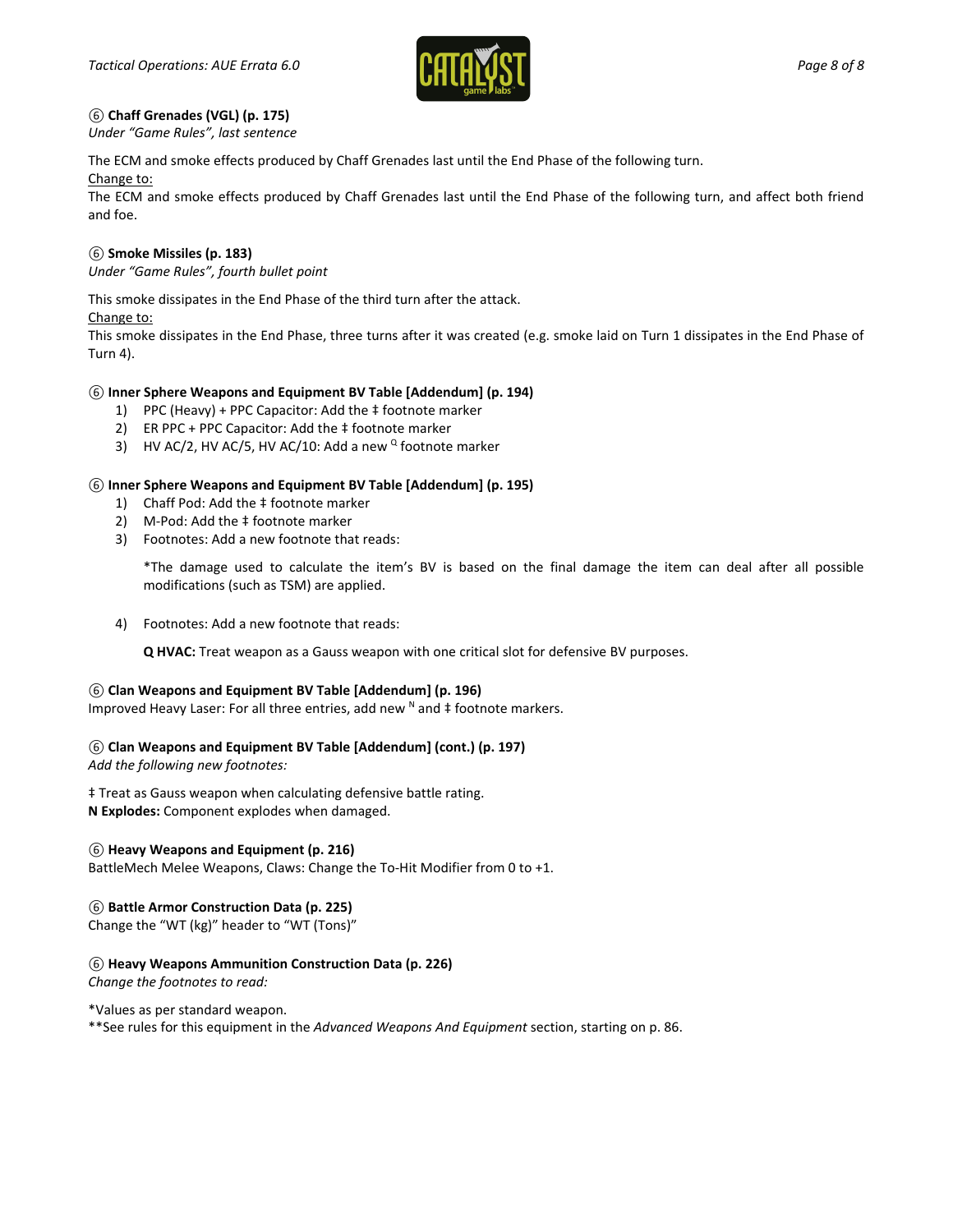### ⑥ Chaff Grenades (VGL) (p. 175)

*Under "Game Rules", last sentence*

The ECM and smoke effects produced by Chaff Grenades last until the End Phase of the following turn.

Change to:

The ECM and smoke effects produced by Chaff Grenades last until the End Phase of the following turn, and affect both friend and foe.

### ⑥ Smoke Missiles (p. 183)

*Under "Game Rules", fourth bullet point*

This smoke dissipates in the End Phase of the third turn after the attack.

Change to:

This smoke dissipates in the End Phase, three turns after it was created (e.g. smoke laid on Turn 1 dissipates in the End Phase of Turn 4).

### ⑥ Inner Sphere Weapons and Equipment BV Table [Addendum] (p. 194)

1) PPC (Heavy) + PPC Capacitor: Add the ‡ footnote marker
2) ER PPC + PPC Capacitor: Add the ‡ footnote marker
3) HV AC/2, HV AC/5, HV AC/10: Add a new [Q] footnote marker

### ⑥ Inner Sphere Weapons and Equipment BV Table [Addendum] (p. 195)

1) Chaff Pod: Add the ‡ footnote marker
2) M-Pod: Add the ‡ footnote marker
3) Footnotes: Add a new footnote that reads:

   *The damage used to calculate the item's BV is based on the final damage the item can deal after all possible modifications (such as TSM) are applied.

4) Footnotes: Add a new footnote that reads:

   **Q HVAC:** Treat weapon as a Gauss weapon with one critical slot for defensive BV purposes.

### ⑥ Clan Weapons and Equipment BV Table [Addendum] (p. 196)

Improved Heavy Laser: For all three entries, add new [N] and ‡ footnote markers.

### ⑥ Clan Weapons and Equipment BV Table [Addendum] (cont.) (p. 197)

*Add the following new footnotes:*

‡ Treat as Gauss weapon when calculating defensive battle rating.
**N Explodes:** Component explodes when damaged.

### ⑥ Heavy Weapons and Equipment (p. 216)

BattleMech Melee Weapons, Claws: Change the To-Hit Modifier from 0 to +1.

### ⑥ Battle Armor Construction Data (p. 225)

Change the "WT (kg)" header to "WT (Tons)"

### ⑥ Heavy Weapons Ammunition Construction Data (p. 226)

*Change the footnotes to read:*

*Values as per standard weapon.
**See rules for this equipment in the *Advanced Weapons And Equipment* section, starting on p. 86.